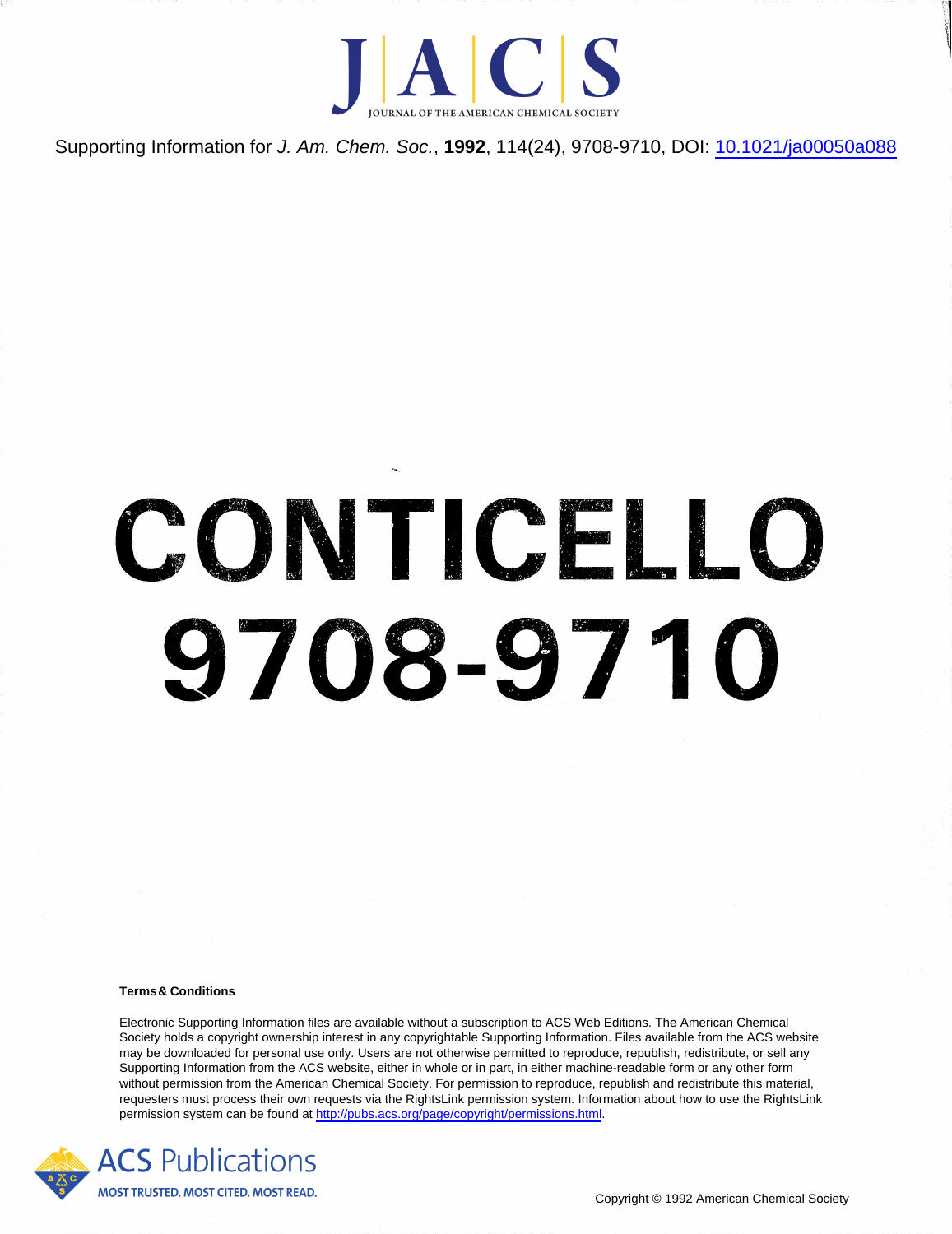Supporting Information for *J. Am. Chem. Soc.*, **1992**, 114(24), 9708-9710, DOI: 10.1021/ja00050a088

# CONTICELLO 9708-9710

**Terms & Conditions**

Electronic Supporting Information files are available without a subscription to ACS Web Editions. The American Chemical Society holds a copyright ownership interest in any copyrightable Supporting Information. Files available from the ACS website may be downloaded for personal use only. Users are not otherwise permitted to reproduce, republish, redistribute, or sell any Supporting Information from the ACS website, either in whole or in part, in either machine-readable form or any other form without permission from the American Chemical Society. For permission to reproduce, republish and redistribute this material, requesters must process their own requests via the RightsLink permission system. Information about how to use the RightsLink permission system can be found at http://pubs.acs.org/page/copyright/permissions.html.

ACS Publications

MOST TRUSTED. MOST CITED. MOST READ.

Copyright © 1992 American Chemical Society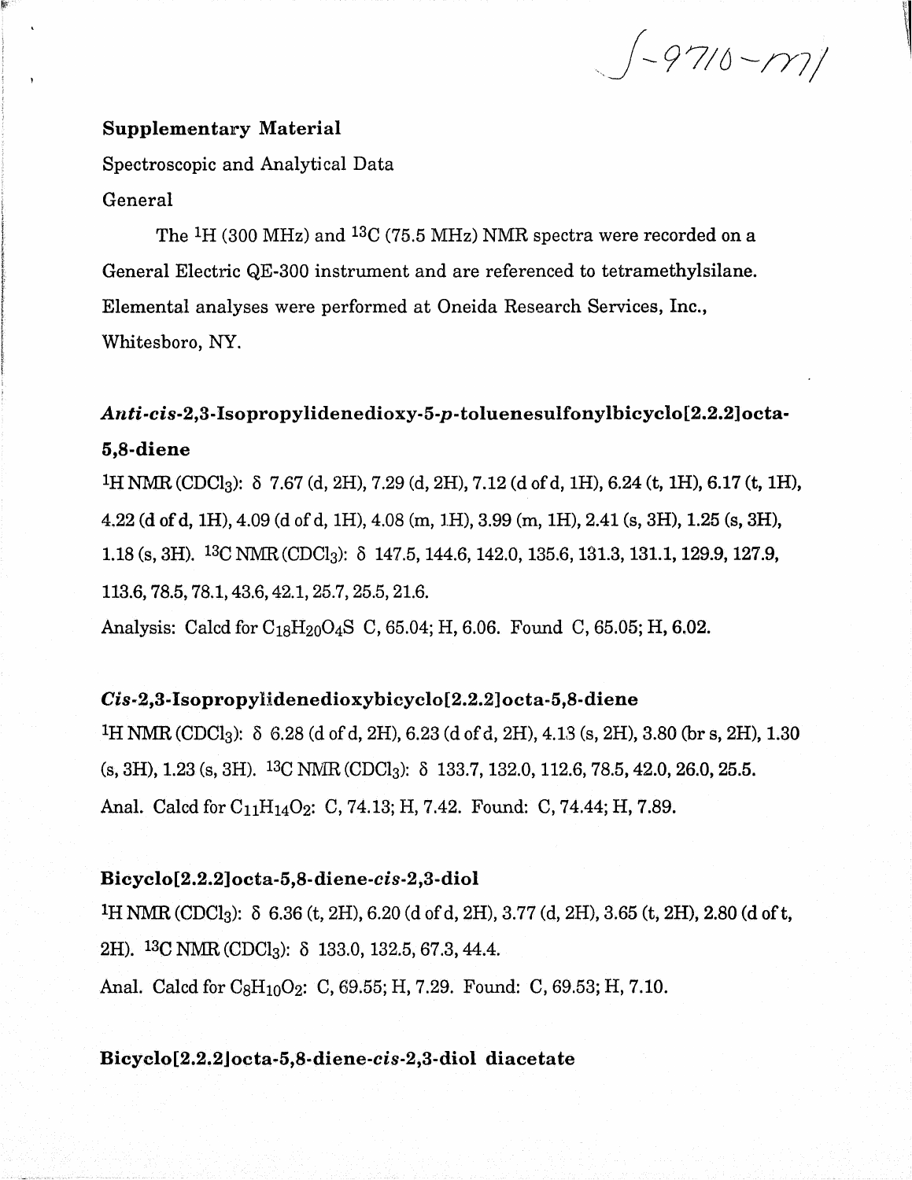S-9710-m1

**Supplementary Material**

Spectroscopic and Analytical Data

General

The $^{1}H$ (300 MHz) and $^{13}C$ (75.5 MHz) NMR spectra were recorded on a General Electric QE-300 instrument and are referenced to tetramethylsilane. Elemental analyses were performed at Oneida Research Services, Inc., Whitesboro, NY.

### *Anti-cis*-2,3-Isopropylidenedioxy-5-*p*-toluenesulfonylbicyclo[2.2.2]octa-5,8-diene

$^{1}H$ NMR ($CDCl_3$): δ 7.67 (d, 2H), 7.29 (d, 2H), 7.12 (d of d, 1H), 6.24 (t, 1H), 6.17 (t, 1H), 4.22 (d of d, 1H), 4.09 (d of d, 1H), 4.08 (m, 1H), 3.99 (m, 1H), 2.41 (s, 3H), 1.25 (s, 3H), 1.18 (s, 3H). $^{13}C$ NMR ($CDCl_3$): δ 147.5, 144.6, 142.0, 135.6, 131.3, 131.1, 129.9, 127.9, 113.6, 78.5, 78.1, 43.6, 42.1, 25.7, 25.5, 21.6.

Analysis: Calcd for $C_{18}H_{20}O_4S$ C, 65.04; H, 6.06. Found C, 65.05; H, 6.02.

### *Cis*-2,3-Isopropylidenedioxybicyclo[2.2.2]octa-5,8-diene

$^{1}H$ NMR ($CDCl_3$): δ 6.28 (d of d, 2H), 6.23 (d of d, 2H), 4.13 (s, 2H), 3.80 (br s, 2H), 1.30 (s, 3H), 1.23 (s, 3H). $^{13}C$ NMR ($CDCl_3$): δ 133.7, 132.0, 112.6, 78.5, 42.0, 26.0, 25.5.

Anal. Calcd for $C_{11}H_{14}O_2$: C, 74.13; H, 7.42. Found: C, 74.44; H, 7.89.

### Bicyclo[2.2.2]octa-5,8-diene-*cis*-2,3-diol

$^{1}H$ NMR ($CDCl_3$): δ 6.36 (t, 2H), 6.20 (d of d, 2H), 3.77 (d, 2H), 3.65 (t, 2H), 2.80 (d of t, 2H). $^{13}C$ NMR ($CDCl_3$): δ 133.0, 132.5, 67.3, 44.4.

Anal. Calcd for $C_8H_{10}O_2$: C, 69.55; H, 7.29. Found: C, 69.53; H, 7.10.

### Bicyclo[2.2.2]octa-5,8-diene-*cis*-2,3-diol diacetate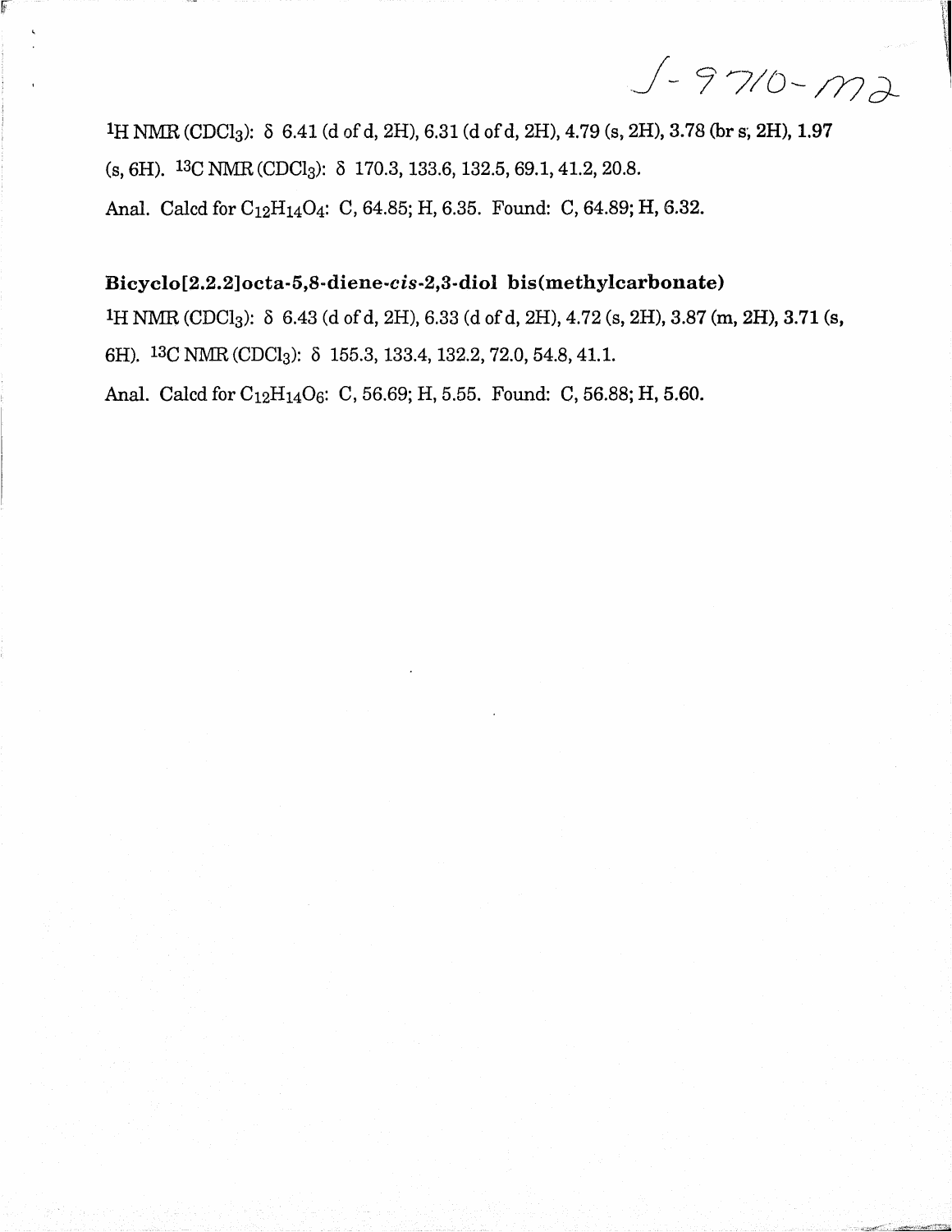J-9710-m2

$^{1}H$ NMR ($CDCl_3$): δ 6.41 (d of d, 2H), 6.31 (d of d, 2H), 4.79 (s, 2H), 3.78 (br s, 2H), 1.97 (s, 6H). $^{13}C$ NMR ($CDCl_3$): δ 170.3, 133.6, 132.5, 69.1, 41.2, 20.8.

Anal. Calcd for $C_{12}H_{14}O_4$: C, 64.85; H, 6.35. Found: C, 64.89; H, 6.32.

**Bicyclo[2.2.2]octa-5,8-diene-*cis*-2,3-diol bis(methylcarbonate)**

$^{1}H$ NMR ($CDCl_3$): δ 6.43 (d of d, 2H), 6.33 (d of d, 2H), 4.72 (s, 2H), 3.87 (m, 2H), 3.71 (s, 6H). $^{13}C$ NMR ($CDCl_3$): δ 155.3, 133.4, 132.2, 72.0, 54.8, 41.1.

Anal. Calcd for $C_{12}H_{14}O_6$: C, 56.69; H, 5.55. Found: C, 56.88; H, 5.60.